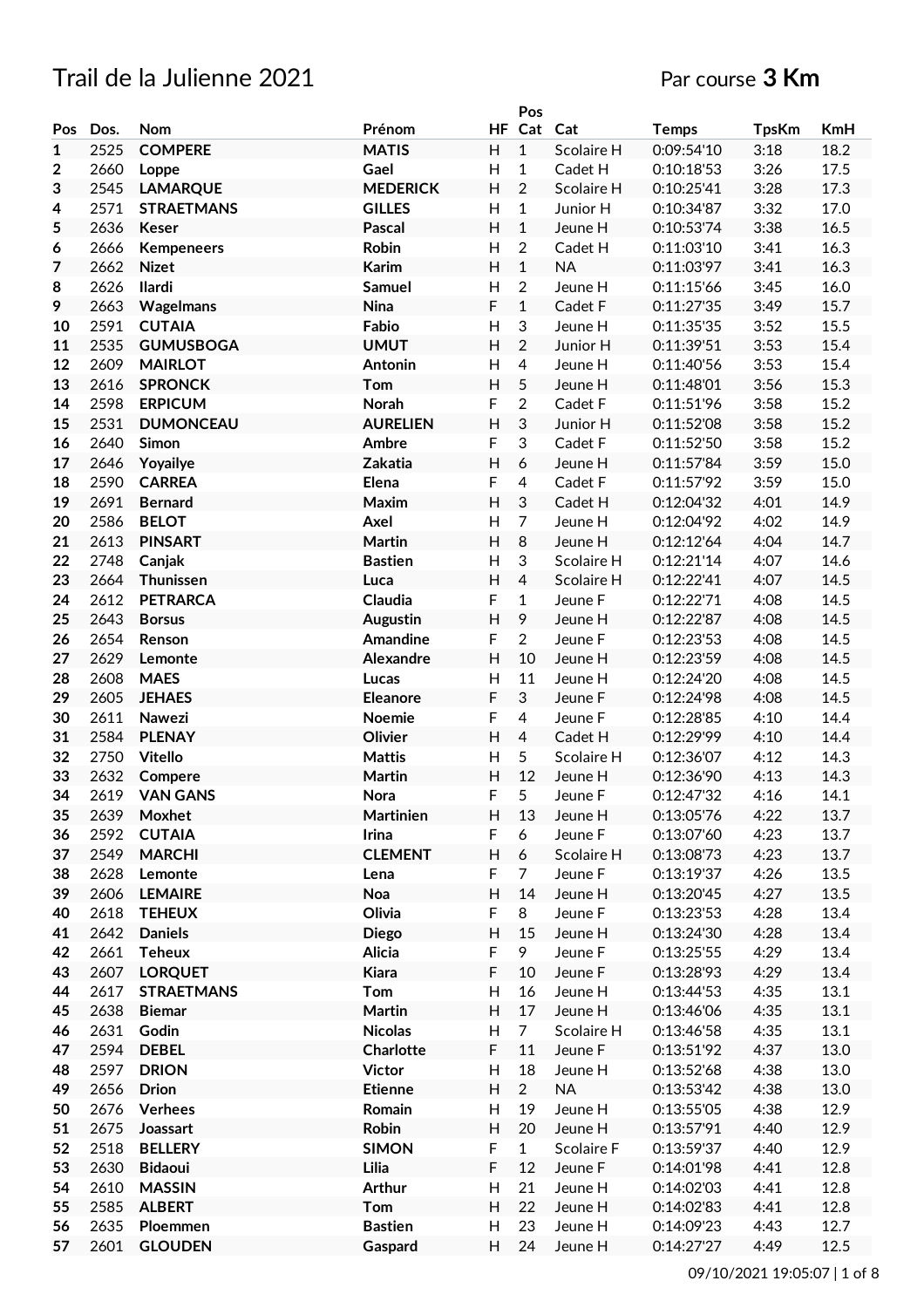# Trail de la Julienne 2021

Par course **3 Km**

| Pos | Dos. | Nom | Prénom | HF | Pos Cat | Cat | Temps | TpsKm | KmH |
|---|---|---|---|---|---|---|---|---|---|
| **1** | 2525 | **COMPERE** | **MATIS** | H | 1 | Scolaire H | 0:09:54'10 | 3:18 | 18.2 |
| **2** | 2660 | **Loppe** | **Gael** | H | 1 | Cadet H | 0:10:18'53 | 3:26 | 17.5 |
| **3** | 2545 | **LAMARQUE** | **MEDERICK** | H | 2 | Scolaire H | 0:10:25'41 | 3:28 | 17.3 |
| **4** | 2571 | **STRAETMANS** | **GILLES** | H | 1 | Junior H | 0:10:34'87 | 3:32 | 17.0 |
| **5** | 2636 | **Keser** | **Pascal** | H | 1 | Jeune H | 0:10:53'74 | 3:38 | 16.5 |
| **6** | 2666 | **Kempeneers** | **Robin** | H | 2 | Cadet H | 0:11:03'10 | 3:41 | 16.3 |
| **7** | 2662 | **Nizet** | **Karim** | H | 1 | NA | 0:11:03'97 | 3:41 | 16.3 |
| **8** | 2626 | **Ilardi** | **Samuel** | H | 2 | Jeune H | 0:11:15'66 | 3:45 | 16.0 |
| **9** | 2663 | **Wagelmans** | **Nina** | F | 1 | Cadet F | 0:11:27'35 | 3:49 | 15.7 |
| **10** | 2591 | **CUTAIA** | **Fabio** | H | 3 | Jeune H | 0:11:35'35 | 3:52 | 15.5 |
| **11** | 2535 | **GUMUSBOGA** | **UMUT** | H | 2 | Junior H | 0:11:39'51 | 3:53 | 15.4 |
| **12** | 2609 | **MAIRLOT** | **Antonin** | H | 4 | Jeune H | 0:11:40'56 | 3:53 | 15.4 |
| **13** | 2616 | **SPRONCK** | **Tom** | H | 5 | Jeune H | 0:11:48'01 | 3:56 | 15.3 |
| **14** | 2598 | **ERPICUM** | **Norah** | F | 2 | Cadet F | 0:11:51'96 | 3:58 | 15.2 |
| **15** | 2531 | **DUMONCEAU** | **AURELIEN** | H | 3 | Junior H | 0:11:52'08 | 3:58 | 15.2 |
| **16** | 2640 | **Simon** | **Ambre** | F | 3 | Cadet F | 0:11:52'50 | 3:58 | 15.2 |
| **17** | 2646 | **Yoyailye** | **Zakatia** | H | 6 | Jeune H | 0:11:57'84 | 3:59 | 15.0 |
| **18** | 2590 | **CARREA** | **Elena** | F | 4 | Cadet F | 0:11:57'92 | 3:59 | 15.0 |
| **19** | 2691 | **Bernard** | **Maxim** | H | 3 | Cadet H | 0:12:04'32 | 4:01 | 14.9 |
| **20** | 2586 | **BELOT** | **Axel** | H | 7 | Jeune H | 0:12:04'92 | 4:02 | 14.9 |
| **21** | 2613 | **PINSART** | **Martin** | H | 8 | Jeune H | 0:12:12'64 | 4:04 | 14.7 |
| **22** | 2748 | **Canjak** | **Bastien** | H | 3 | Scolaire H | 0:12:21'14 | 4:07 | 14.6 |
| **23** | 2664 | **Thunissen** | **Luca** | H | 4 | Scolaire H | 0:12:22'41 | 4:07 | 14.5 |
| **24** | 2612 | **PETRARCA** | **Claudia** | F | 1 | Jeune F | 0:12:22'71 | 4:08 | 14.5 |
| **25** | 2643 | **Borsus** | **Augustin** | H | 9 | Jeune H | 0:12:22'87 | 4:08 | 14.5 |
| **26** | 2654 | **Renson** | **Amandine** | F | 2 | Jeune F | 0:12:23'53 | 4:08 | 14.5 |
| **27** | 2629 | **Lemonte** | **Alexandre** | H | 10 | Jeune H | 0:12:23'59 | 4:08 | 14.5 |
| **28** | 2608 | **MAES** | **Lucas** | H | 11 | Jeune H | 0:12:24'20 | 4:08 | 14.5 |
| **29** | 2605 | **JEHAES** | **Eleanore** | F | 3 | Jeune F | 0:12:24'98 | 4:08 | 14.5 |
| **30** | 2611 | **Nawezi** | **Noemie** | F | 4 | Jeune F | 0:12:28'85 | 4:10 | 14.4 |
| **31** | 2584 | **PLENAY** | **Olivier** | H | 4 | Cadet H | 0:12:29'99 | 4:10 | 14.4 |
| **32** | 2750 | **Vitello** | **Mattis** | H | 5 | Scolaire H | 0:12:36'07 | 4:12 | 14.3 |
| **33** | 2632 | **Compere** | **Martin** | H | 12 | Jeune H | 0:12:36'90 | 4:13 | 14.3 |
| **34** | 2619 | **VAN GANS** | **Nora** | F | 5 | Jeune F | 0:12:47'32 | 4:16 | 14.1 |
| **35** | 2639 | **Moxhet** | **Martinien** | H | 13 | Jeune H | 0:13:05'76 | 4:22 | 13.7 |
| **36** | 2592 | **CUTAIA** | **Irina** | F | 6 | Jeune F | 0:13:07'60 | 4:23 | 13.7 |
| **37** | 2549 | **MARCHI** | **CLEMENT** | H | 6 | Scolaire H | 0:13:08'73 | 4:23 | 13.7 |
| **38** | 2628 | **Lemonte** | **Lena** | F | 7 | Jeune F | 0:13:19'37 | 4:26 | 13.5 |
| **39** | 2606 | **LEMAIRE** | **Noa** | H | 14 | Jeune H | 0:13:20'45 | 4:27 | 13.5 |
| **40** | 2618 | **TEHEUX** | **Olivia** | F | 8 | Jeune F | 0:13:23'53 | 4:28 | 13.4 |
| **41** | 2642 | **Daniels** | **Diego** | H | 15 | Jeune H | 0:13:24'30 | 4:28 | 13.4 |
| **42** | 2661 | **Teheux** | **Alicia** | F | 9 | Jeune F | 0:13:25'55 | 4:29 | 13.4 |
| **43** | 2607 | **LORQUET** | **Kiara** | F | 10 | Jeune F | 0:13:28'93 | 4:29 | 13.4 |
| **44** | 2617 | **STRAETMANS** | **Tom** | H | 16 | Jeune H | 0:13:44'53 | 4:35 | 13.1 |
| **45** | 2638 | **Biemar** | **Martin** | H | 17 | Jeune H | 0:13:46'06 | 4:35 | 13.1 |
| **46** | 2631 | **Godin** | **Nicolas** | H | 7 | Scolaire H | 0:13:46'58 | 4:35 | 13.1 |
| **47** | 2594 | **DEBEL** | **Charlotte** | F | 11 | Jeune F | 0:13:51'92 | 4:37 | 13.0 |
| **48** | 2597 | **DRION** | **Victor** | H | 18 | Jeune H | 0:13:52'68 | 4:38 | 13.0 |
| **49** | 2656 | **Drion** | **Etienne** | H | 2 | NA | 0:13:53'42 | 4:38 | 13.0 |
| **50** | 2676 | **Verhees** | **Romain** | H | 19 | Jeune H | 0:13:55'05 | 4:38 | 12.9 |
| **51** | 2675 | **Joassart** | **Robin** | H | 20 | Jeune H | 0:13:57'91 | 4:40 | 12.9 |
| **52** | 2518 | **BELLERY** | **SIMON** | F | 1 | Scolaire F | 0:13:59'37 | 4:40 | 12.9 |
| **53** | 2630 | **Bidaoui** | **Lilia** | F | 12 | Jeune F | 0:14:01'98 | 4:41 | 12.8 |
| **54** | 2610 | **MASSIN** | **Arthur** | H | 21 | Jeune H | 0:14:02'03 | 4:41 | 12.8 |
| **55** | 2585 | **ALBERT** | **Tom** | H | 22 | Jeune H | 0:14:02'83 | 4:41 | 12.8 |
| **56** | 2635 | **Ploemmen** | **Bastien** | H | 23 | Jeune H | 0:14:09'23 | 4:43 | 12.7 |
| **57** | 2601 | **GLOUDEN** | **Gaspard** | H | 24 | Jeune H | 0:14:27'27 | 4:49 | 12.5 |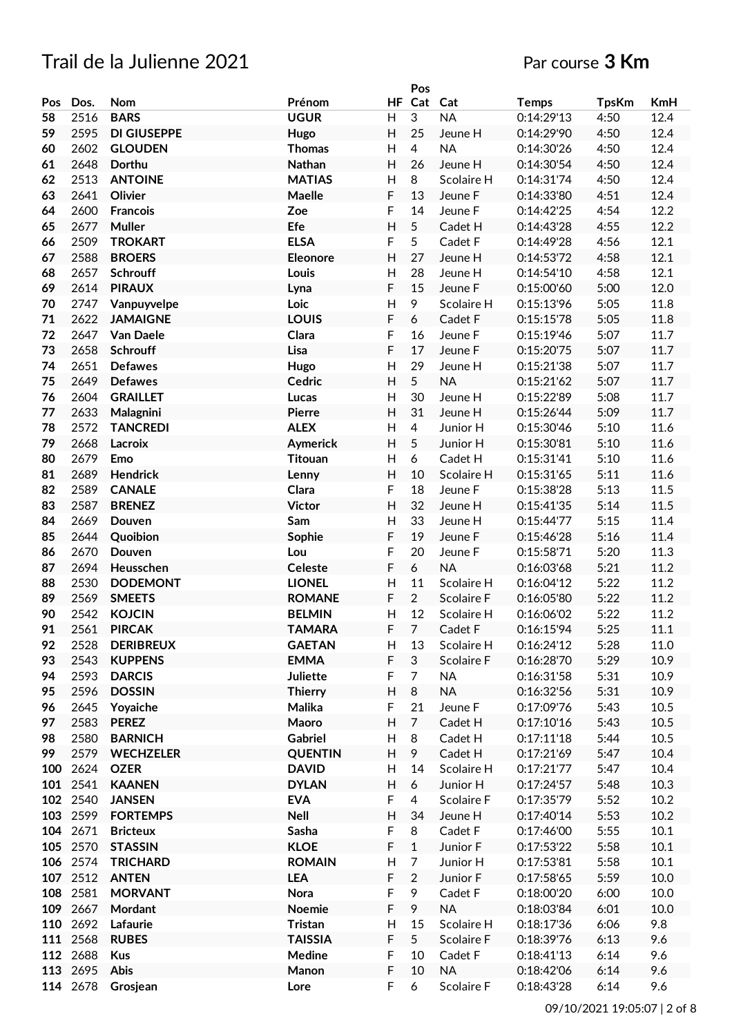# Trail de la Julienne 2021

Par course **3 Km**

| Pos | Dos. | Nom | Prénom | HF | Pos Cat | Cat | Temps | TpsKm | KmH |
|---|---|---|---|---|---|---|---|---|---|
| 58 | 2516 | **BARS** | **UGUR** | H | 3 | NA | 0:14:29'13 | 4:50 | 12.4 |
| 59 | 2595 | **DI GIUSEPPE** | **Hugo** | H | 25 | Jeune H | 0:14:29'90 | 4:50 | 12.4 |
| 60 | 2602 | **GLOUDEN** | **Thomas** | H | 4 | NA | 0:14:30'26 | 4:50 | 12.4 |
| 61 | 2648 | **Dorthu** | **Nathan** | H | 26 | Jeune H | 0:14:30'54 | 4:50 | 12.4 |
| 62 | 2513 | **ANTOINE** | **MATIAS** | H | 8 | Scolaire H | 0:14:31'74 | 4:50 | 12.4 |
| 63 | 2641 | **Olivier** | **Maelle** | F | 13 | Jeune F | 0:14:33'80 | 4:51 | 12.4 |
| 64 | 2600 | **Francois** | **Zoe** | F | 14 | Jeune F | 0:14:42'25 | 4:54 | 12.2 |
| 65 | 2677 | **Muller** | **Efe** | H | 5 | Cadet H | 0:14:43'28 | 4:55 | 12.2 |
| 66 | 2509 | **TROKART** | **ELSA** | F | 5 | Cadet F | 0:14:49'28 | 4:56 | 12.1 |
| 67 | 2588 | **BROERS** | **Eleonore** | H | 27 | Jeune H | 0:14:53'72 | 4:58 | 12.1 |
| 68 | 2657 | **Schrouff** | **Louis** | H | 28 | Jeune H | 0:14:54'10 | 4:58 | 12.1 |
| 69 | 2614 | **PIRAUX** | **Lyna** | F | 15 | Jeune F | 0:15:00'60 | 5:00 | 12.0 |
| 70 | 2747 | **Vanpuyvelpe** | **Loic** | H | 9 | Scolaire H | 0:15:13'96 | 5:05 | 11.8 |
| 71 | 2622 | **JAMAIGNE** | **LOUIS** | F | 6 | Cadet F | 0:15:15'78 | 5:05 | 11.8 |
| 72 | 2647 | **Van Daele** | **Clara** | F | 16 | Jeune F | 0:15:19'46 | 5:07 | 11.7 |
| 73 | 2658 | **Schrouff** | **Lisa** | F | 17 | Jeune F | 0:15:20'75 | 5:07 | 11.7 |
| 74 | 2651 | **Defawes** | **Hugo** | H | 29 | Jeune H | 0:15:21'38 | 5:07 | 11.7 |
| 75 | 2649 | **Defawes** | **Cedric** | H | 5 | NA | 0:15:21'62 | 5:07 | 11.7 |
| 76 | 2604 | **GRAILLET** | **Lucas** | H | 30 | Jeune H | 0:15:22'89 | 5:08 | 11.7 |
| 77 | 2633 | **Malagnini** | **Pierre** | H | 31 | Jeune H | 0:15:26'44 | 5:09 | 11.7 |
| 78 | 2572 | **TANCREDI** | **ALEX** | H | 4 | Junior H | 0:15:30'46 | 5:10 | 11.6 |
| 79 | 2668 | **Lacroix** | **Aymerick** | H | 5 | Junior H | 0:15:30'81 | 5:10 | 11.6 |
| 80 | 2679 | **Emo** | **Titouan** | H | 6 | Cadet H | 0:15:31'41 | 5:10 | 11.6 |
| 81 | 2689 | **Hendrick** | **Lenny** | H | 10 | Scolaire H | 0:15:31'65 | 5:11 | 11.6 |
| 82 | 2589 | **CANALE** | **Clara** | F | 18 | Jeune F | 0:15:38'28 | 5:13 | 11.5 |
| 83 | 2587 | **BRENEZ** | **Victor** | H | 32 | Jeune H | 0:15:41'35 | 5:14 | 11.5 |
| 84 | 2669 | **Douven** | **Sam** | H | 33 | Jeune H | 0:15:44'77 | 5:15 | 11.4 |
| 85 | 2644 | **Quoibion** | **Sophie** | F | 19 | Jeune F | 0:15:46'28 | 5:16 | 11.4 |
| 86 | 2670 | **Douven** | **Lou** | F | 20 | Jeune F | 0:15:58'71 | 5:20 | 11.3 |
| 87 | 2694 | **Heusschen** | **Celeste** | F | 6 | NA | 0:16:03'68 | 5:21 | 11.2 |
| 88 | 2530 | **DODEMONT** | **LIONEL** | H | 11 | Scolaire H | 0:16:04'12 | 5:22 | 11.2 |
| 89 | 2569 | **SMEETS** | **ROMANE** | F | 2 | Scolaire F | 0:16:05'80 | 5:22 | 11.2 |
| 90 | 2542 | **KOJCIN** | **BELMIN** | H | 12 | Scolaire H | 0:16:06'02 | 5:22 | 11.2 |
| 91 | 2561 | **PIRCAK** | **TAMARA** | F | 7 | Cadet F | 0:16:15'94 | 5:25 | 11.1 |
| 92 | 2528 | **DERIBREUX** | **GAETAN** | H | 13 | Scolaire H | 0:16:24'12 | 5:28 | 11.0 |
| 93 | 2543 | **KUPPENS** | **EMMA** | F | 3 | Scolaire F | 0:16:28'70 | 5:29 | 10.9 |
| 94 | 2593 | **DARCIS** | **Juliette** | F | 7 | NA | 0:16:31'58 | 5:31 | 10.9 |
| 95 | 2596 | **DOSSIN** | **Thierry** | H | 8 | NA | 0:16:32'56 | 5:31 | 10.9 |
| 96 | 2645 | **Yoyaiche** | **Malika** | F | 21 | Jeune F | 0:17:09'76 | 5:43 | 10.5 |
| 97 | 2583 | **PEREZ** | **Maoro** | H | 7 | Cadet H | 0:17:10'16 | 5:43 | 10.5 |
| 98 | 2580 | **BARNICH** | **Gabriel** | H | 8 | Cadet H | 0:17:11'18 | 5:44 | 10.5 |
| 99 | 2579 | **WECHZELER** | **QUENTIN** | H | 9 | Cadet H | 0:17:21'69 | 5:47 | 10.4 |
| 100 | 2624 | **OZER** | **DAVID** | H | 14 | Scolaire H | 0:17:21'77 | 5:47 | 10.4 |
| 101 | 2541 | **KAANEN** | **DYLAN** | H | 6 | Junior H | 0:17:24'57 | 5:48 | 10.3 |
| 102 | 2540 | **JANSEN** | **EVA** | F | 4 | Scolaire F | 0:17:35'79 | 5:52 | 10.2 |
| 103 | 2599 | **FORTEMPS** | **Nell** | H | 34 | Jeune H | 0:17:40'14 | 5:53 | 10.2 |
| 104 | 2671 | **Bricteux** | **Sasha** | F | 8 | Cadet F | 0:17:46'00 | 5:55 | 10.1 |
| 105 | 2570 | **STASSIN** | **KLOE** | F | 1 | Junior F | 0:17:53'22 | 5:58 | 10.1 |
| 106 | 2574 | **TRICHARD** | **ROMAIN** | H | 7 | Junior H | 0:17:53'81 | 5:58 | 10.1 |
| 107 | 2512 | **ANTEN** | **LEA** | F | 2 | Junior F | 0:17:58'65 | 5:59 | 10.0 |
| 108 | 2581 | **MORVANT** | **Nora** | F | 9 | Cadet F | 0:18:00'20 | 6:00 | 10.0 |
| 109 | 2667 | **Mordant** | **Noemie** | F | 9 | NA | 0:18:03'84 | 6:01 | 10.0 |
| 110 | 2692 | **Lafaurie** | **Tristan** | H | 15 | Scolaire H | 0:18:17'36 | 6:06 | 9.8 |
| 111 | 2568 | **RUBES** | **TAISSIA** | F | 5 | Scolaire F | 0:18:39'76 | 6:13 | 9.6 |
| 112 | 2688 | **Kus** | **Medine** | F | 10 | Cadet F | 0:18:41'13 | 6:14 | 9.6 |
| 113 | 2695 | **Abis** | **Manon** | F | 10 | NA | 0:18:42'06 | 6:14 | 9.6 |
| 114 | 2678 | **Grosjean** | **Lore** | F | 6 | Scolaire F | 0:18:43'28 | 6:14 | 9.6 |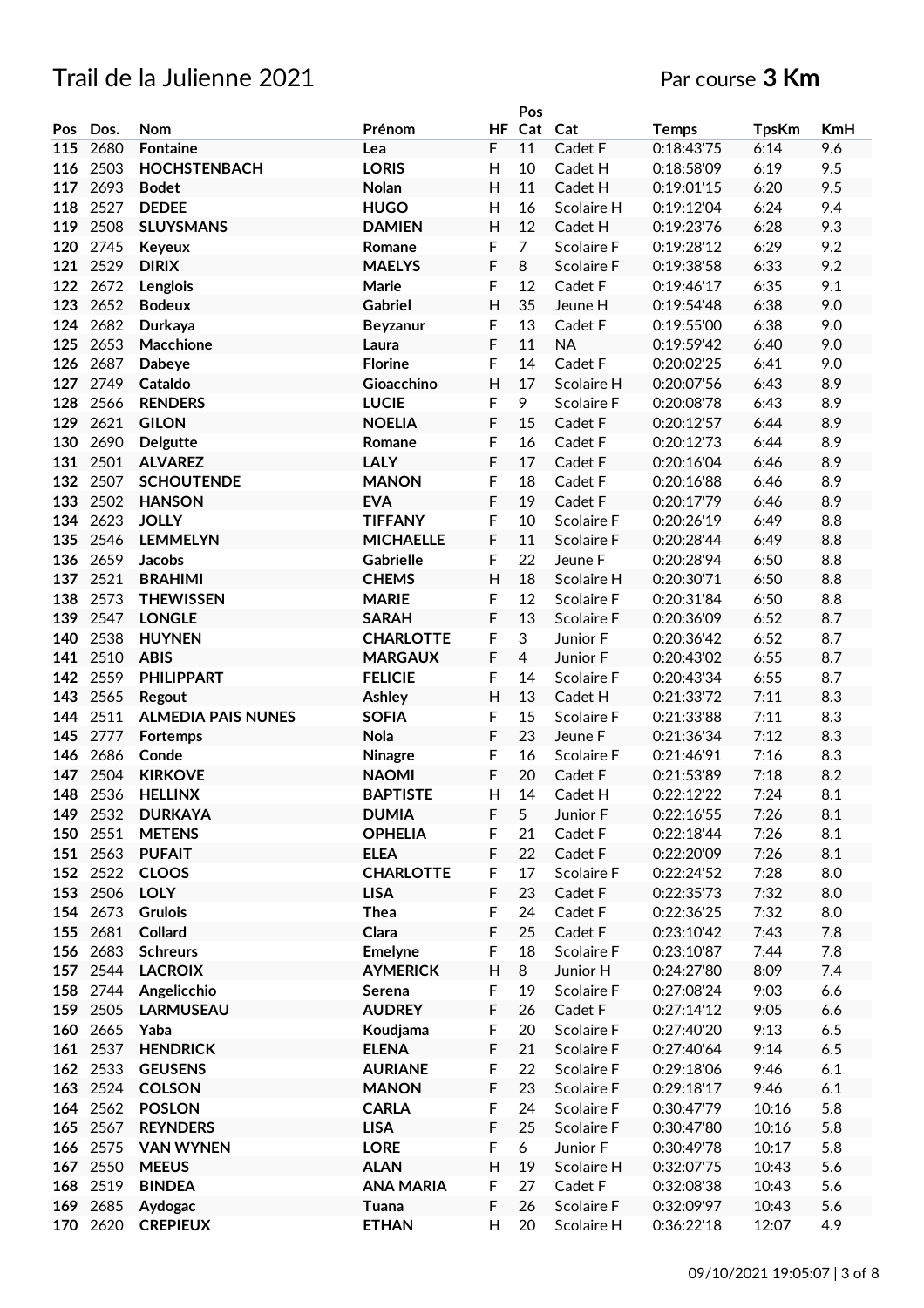# Trail de la Julienne 2021

Par course **3 Km**

| Pos | Dos. | Nom | Prénom | HF | Pos Cat | Cat | Temps | TpsKm | KmH |
|---|---|---|---|---|---|---|---|---|---|
| 115 | 2680 | Fontaine | Lea | F | 11 | Cadet F | 0:18:43'75 | 6:14 | 9.6 |
| 116 | 2503 | HOCHSTENBACH | LORIS | H | 10 | Cadet H | 0:18:58'09 | 6:19 | 9.5 |
| 117 | 2693 | Bodet | Nolan | H | 11 | Cadet H | 0:19:01'15 | 6:20 | 9.5 |
| 118 | 2527 | DEDEE | HUGO | H | 16 | Scolaire H | 0:19:12'04 | 6:24 | 9.4 |
| 119 | 2508 | SLUYSMANS | DAMIEN | H | 12 | Cadet H | 0:19:23'76 | 6:28 | 9.3 |
| 120 | 2745 | Keyeux | Romane | F | 7 | Scolaire F | 0:19:28'12 | 6:29 | 9.2 |
| 121 | 2529 | DIRIX | MAELYS | F | 8 | Scolaire F | 0:19:38'58 | 6:33 | 9.2 |
| 122 | 2672 | Lenglois | Marie | F | 12 | Cadet F | 0:19:46'17 | 6:35 | 9.1 |
| 123 | 2652 | Bodeux | Gabriel | H | 35 | Jeune H | 0:19:54'48 | 6:38 | 9.0 |
| 124 | 2682 | Durkaya | Beyzanur | F | 13 | Cadet F | 0:19:55'00 | 6:38 | 9.0 |
| 125 | 2653 | Macchione | Laura | F | 11 | NA | 0:19:59'42 | 6:40 | 9.0 |
| 126 | 2687 | Dabeye | Florine | F | 14 | Cadet F | 0:20:02'25 | 6:41 | 9.0 |
| 127 | 2749 | Cataldo | Gioacchino | H | 17 | Scolaire H | 0:20:07'56 | 6:43 | 8.9 |
| 128 | 2566 | RENDERS | LUCIE | F | 9 | Scolaire F | 0:20:08'78 | 6:43 | 8.9 |
| 129 | 2621 | GILON | NOELIA | F | 15 | Cadet F | 0:20:12'57 | 6:44 | 8.9 |
| 130 | 2690 | Delgutte | Romane | F | 16 | Cadet F | 0:20:12'73 | 6:44 | 8.9 |
| 131 | 2501 | ALVAREZ | LALY | F | 17 | Cadet F | 0:20:16'04 | 6:46 | 8.9 |
| 132 | 2507 | SCHOUTENDE | MANON | F | 18 | Cadet F | 0:20:16'88 | 6:46 | 8.9 |
| 133 | 2502 | HANSON | EVA | F | 19 | Cadet F | 0:20:17'79 | 6:46 | 8.9 |
| 134 | 2623 | JOLLY | TIFFANY | F | 10 | Scolaire F | 0:20:26'19 | 6:49 | 8.8 |
| 135 | 2546 | LEMMELYN | MICHAELLE | F | 11 | Scolaire F | 0:20:28'44 | 6:49 | 8.8 |
| 136 | 2659 | Jacobs | Gabrielle | F | 22 | Jeune F | 0:20:28'94 | 6:50 | 8.8 |
| 137 | 2521 | BRAHIMI | CHEMS | H | 18 | Scolaire H | 0:20:30'71 | 6:50 | 8.8 |
| 138 | 2573 | THEWISSEN | MARIE | F | 12 | Scolaire F | 0:20:31'84 | 6:50 | 8.8 |
| 139 | 2547 | LONGLE | SARAH | F | 13 | Scolaire F | 0:20:36'09 | 6:52 | 8.7 |
| 140 | 2538 | HUYNEN | CHARLOTTE | F | 3 | Junior F | 0:20:36'42 | 6:52 | 8.7 |
| 141 | 2510 | ABIS | MARGAUX | F | 4 | Junior F | 0:20:43'02 | 6:55 | 8.7 |
| 142 | 2559 | PHILIPPART | FELICIE | F | 14 | Scolaire F | 0:20:43'34 | 6:55 | 8.7 |
| 143 | 2565 | Regout | Ashley | H | 13 | Cadet H | 0:21:33'72 | 7:11 | 8.3 |
| 144 | 2511 | ALMEDIA PAIS NUNES | SOFIA | F | 15 | Scolaire F | 0:21:33'88 | 7:11 | 8.3 |
| 145 | 2777 | Fortemps | Nola | F | 23 | Jeune F | 0:21:36'34 | 7:12 | 8.3 |
| 146 | 2686 | Conde | Ninagre | F | 16 | Scolaire F | 0:21:46'91 | 7:16 | 8.3 |
| 147 | 2504 | KIRKOVE | NAOMI | F | 20 | Cadet F | 0:21:53'89 | 7:18 | 8.2 |
| 148 | 2536 | HELLINX | BAPTISTE | H | 14 | Cadet H | 0:22:12'22 | 7:24 | 8.1 |
| 149 | 2532 | DURKAYA | DUMIA | F | 5 | Junior F | 0:22:16'55 | 7:26 | 8.1 |
| 150 | 2551 | METENS | OPHELIA | F | 21 | Cadet F | 0:22:18'44 | 7:26 | 8.1 |
| 151 | 2563 | PUFAIT | ELEA | F | 22 | Cadet F | 0:22:20'09 | 7:26 | 8.1 |
| 152 | 2522 | CLOOS | CHARLOTTE | F | 17 | Scolaire F | 0:22:24'52 | 7:28 | 8.0 |
| 153 | 2506 | LOLY | LISA | F | 23 | Cadet F | 0:22:35'73 | 7:32 | 8.0 |
| 154 | 2673 | Grulois | Thea | F | 24 | Cadet F | 0:22:36'25 | 7:32 | 8.0 |
| 155 | 2681 | Collard | Clara | F | 25 | Cadet F | 0:23:10'42 | 7:43 | 7.8 |
| 156 | 2683 | Schreurs | Emelyne | F | 18 | Scolaire F | 0:23:10'87 | 7:44 | 7.8 |
| 157 | 2544 | LACROIX | AYMERICK | H | 8 | Junior H | 0:24:27'80 | 8:09 | 7.4 |
| 158 | 2744 | Angelicchio | Serena | F | 19 | Scolaire F | 0:27:08'24 | 9:03 | 6.6 |
| 159 | 2505 | LARMUSEAU | AUDREY | F | 26 | Cadet F | 0:27:14'12 | 9:05 | 6.6 |
| 160 | 2665 | Yaba | Koudjama | F | 20 | Scolaire F | 0:27:40'20 | 9:13 | 6.5 |
| 161 | 2537 | HENDRICK | ELENA | F | 21 | Scolaire F | 0:27:40'64 | 9:14 | 6.5 |
| 162 | 2533 | GEUSENS | AURIANE | F | 22 | Scolaire F | 0:29:18'06 | 9:46 | 6.1 |
| 163 | 2524 | COLSON | MANON | F | 23 | Scolaire F | 0:29:18'17 | 9:46 | 6.1 |
| 164 | 2562 | POSLON | CARLA | F | 24 | Scolaire F | 0:30:47'79 | 10:16 | 5.8 |
| 165 | 2567 | REYNDERS | LISA | F | 25 | Scolaire F | 0:30:47'80 | 10:16 | 5.8 |
| 166 | 2575 | VAN WYNEN | LORE | F | 6 | Junior F | 0:30:49'78 | 10:17 | 5.8 |
| 167 | 2550 | MEEUS | ALAN | H | 19 | Scolaire H | 0:32:07'75 | 10:43 | 5.6 |
| 168 | 2519 | BINDEA | ANA MARIA | F | 27 | Cadet F | 0:32:08'38 | 10:43 | 5.6 |
| 169 | 2685 | Aydogac | Tuana | F | 26 | Scolaire F | 0:32:09'97 | 10:43 | 5.6 |
| 170 | 2620 | CREPIEUX | ETHAN | H | 20 | Scolaire H | 0:36:22'18 | 12:07 | 4.9 |

09/10/2021 19:05:07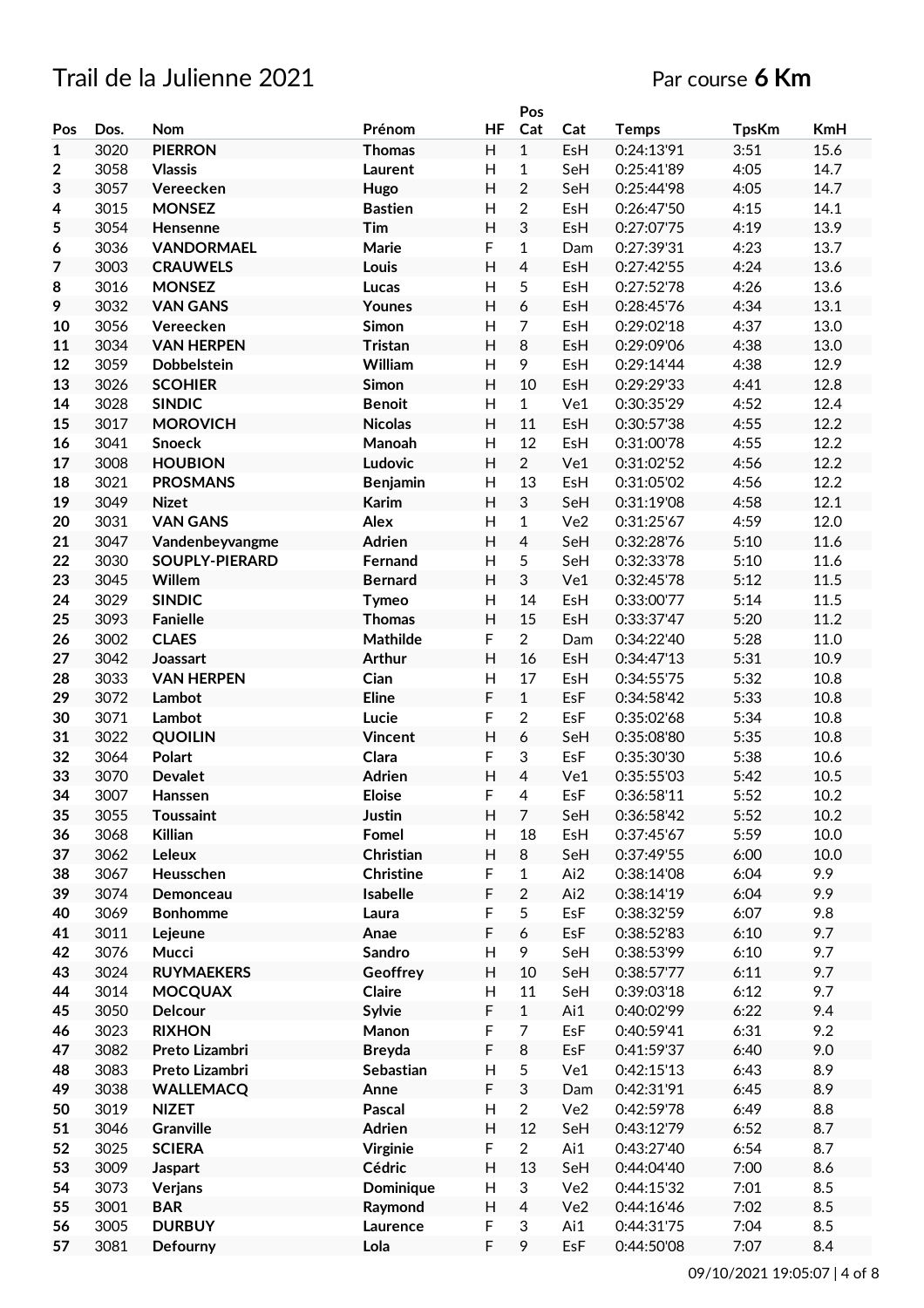# Trail de la Julienne 2021

Par course **6 Km**

| Pos | Dos. | Nom | Prénom | HF | Pos Cat | Cat | Temps | TpsKm | KmH |
|---|---|---|---|---|---|---|---|---|---|
| 1 | 3020 | PIERRON | Thomas | H | 1 | EsH | 0:24:13'91 | 3:51 | 15.6 |
| 2 | 3058 | Vlassis | Laurent | H | 1 | SeH | 0:25:41'89 | 4:05 | 14.7 |
| 3 | 3057 | Vereecken | Hugo | H | 2 | SeH | 0:25:44'98 | 4:05 | 14.7 |
| 4 | 3015 | MONSEZ | Bastien | H | 2 | EsH | 0:26:47'50 | 4:15 | 14.1 |
| 5 | 3054 | Hensenne | Tim | H | 3 | EsH | 0:27:07'75 | 4:19 | 13.9 |
| 6 | 3036 | VANDORMAEL | Marie | F | 1 | Dam | 0:27:39'31 | 4:23 | 13.7 |
| 7 | 3003 | CRAUWELS | Louis | H | 4 | EsH | 0:27:42'55 | 4:24 | 13.6 |
| 8 | 3016 | MONSEZ | Lucas | H | 5 | EsH | 0:27:52'78 | 4:26 | 13.6 |
| 9 | 3032 | VAN GANS | Younes | H | 6 | EsH | 0:28:45'76 | 4:34 | 13.1 |
| 10 | 3056 | Vereecken | Simon | H | 7 | EsH | 0:29:02'18 | 4:37 | 13.0 |
| 11 | 3034 | VAN HERPEN | Tristan | H | 8 | EsH | 0:29:09'06 | 4:38 | 13.0 |
| 12 | 3059 | Dobbelstein | William | H | 9 | EsH | 0:29:14'44 | 4:38 | 12.9 |
| 13 | 3026 | SCOHIER | Simon | H | 10 | EsH | 0:29:29'33 | 4:41 | 12.8 |
| 14 | 3028 | SINDIC | Benoit | H | 1 | Ve1 | 0:30:35'29 | 4:52 | 12.4 |
| 15 | 3017 | MOROVICH | Nicolas | H | 11 | EsH | 0:30:57'38 | 4:55 | 12.2 |
| 16 | 3041 | Snoeck | Manoah | H | 12 | EsH | 0:31:00'78 | 4:55 | 12.2 |
| 17 | 3008 | HOUBION | Ludovic | H | 2 | Ve1 | 0:31:02'52 | 4:56 | 12.2 |
| 18 | 3021 | PROSMANS | Benjamin | H | 13 | EsH | 0:31:05'02 | 4:56 | 12.2 |
| 19 | 3049 | Nizet | Karim | H | 3 | SeH | 0:31:19'08 | 4:58 | 12.1 |
| 20 | 3031 | VAN GANS | Alex | H | 1 | Ve2 | 0:31:25'67 | 4:59 | 12.0 |
| 21 | 3047 | Vandenbeyvangme | Adrien | H | 4 | SeH | 0:32:28'76 | 5:10 | 11.6 |
| 22 | 3030 | SOUPLY-PIERARD | Fernand | H | 5 | SeH | 0:32:33'78 | 5:10 | 11.6 |
| 23 | 3045 | Willem | Bernard | H | 3 | Ve1 | 0:32:45'78 | 5:12 | 11.5 |
| 24 | 3029 | SINDIC | Tymeo | H | 14 | EsH | 0:33:00'77 | 5:14 | 11.5 |
| 25 | 3093 | Fanielle | Thomas | H | 15 | EsH | 0:33:37'47 | 5:20 | 11.2 |
| 26 | 3002 | CLAES | Mathilde | F | 2 | Dam | 0:34:22'40 | 5:28 | 11.0 |
| 27 | 3042 | Joassart | Arthur | H | 16 | EsH | 0:34:47'13 | 5:31 | 10.9 |
| 28 | 3033 | VAN HERPEN | Cian | H | 17 | EsH | 0:34:55'75 | 5:32 | 10.8 |
| 29 | 3072 | Lambot | Eline | F | 1 | EsF | 0:34:58'42 | 5:33 | 10.8 |
| 30 | 3071 | Lambot | Lucie | F | 2 | EsF | 0:35:02'68 | 5:34 | 10.8 |
| 31 | 3022 | QUOILIN | Vincent | H | 6 | SeH | 0:35:08'80 | 5:35 | 10.8 |
| 32 | 3064 | Polart | Clara | F | 3 | EsF | 0:35:30'30 | 5:38 | 10.6 |
| 33 | 3070 | Devalet | Adrien | H | 4 | Ve1 | 0:35:55'03 | 5:42 | 10.5 |
| 34 | 3007 | Hanssen | Eloise | F | 4 | EsF | 0:36:58'11 | 5:52 | 10.2 |
| 35 | 3055 | Toussaint | Justin | H | 7 | SeH | 0:36:58'42 | 5:52 | 10.2 |
| 36 | 3068 | Killian | Fomel | H | 18 | EsH | 0:37:45'67 | 5:59 | 10.0 |
| 37 | 3062 | Leleux | Christian | H | 8 | SeH | 0:37:49'55 | 6:00 | 10.0 |
| 38 | 3067 | Heusschen | Christine | F | 1 | Ai2 | 0:38:14'08 | 6:04 | 9.9 |
| 39 | 3074 | Demonceau | Isabelle | F | 2 | Ai2 | 0:38:14'19 | 6:04 | 9.9 |
| 40 | 3069 | Bonhomme | Laura | F | 5 | EsF | 0:38:32'59 | 6:07 | 9.8 |
| 41 | 3011 | Lejeune | Anae | F | 6 | EsF | 0:38:52'83 | 6:10 | 9.7 |
| 42 | 3076 | Mucci | Sandro | H | 9 | SeH | 0:38:53'99 | 6:10 | 9.7 |
| 43 | 3024 | RUYMAEKERS | Geoffrey | H | 10 | SeH | 0:38:57'77 | 6:11 | 9.7 |
| 44 | 3014 | MOCQUAX | Claire | H | 11 | SeH | 0:39:03'18 | 6:12 | 9.7 |
| 45 | 3050 | Delcour | Sylvie | F | 1 | Ai1 | 0:40:02'99 | 6:22 | 9.4 |
| 46 | 3023 | RIXHON | Manon | F | 7 | EsF | 0:40:59'41 | 6:31 | 9.2 |
| 47 | 3082 | Preto Lizambri | Breyda | F | 8 | EsF | 0:41:59'37 | 6:40 | 9.0 |
| 48 | 3083 | Preto Lizambri | Sebastian | H | 5 | Ve1 | 0:42:15'13 | 6:43 | 8.9 |
| 49 | 3038 | WALLEMACQ | Anne | F | 3 | Dam | 0:42:31'91 | 6:45 | 8.9 |
| 50 | 3019 | NIZET | Pascal | H | 2 | Ve2 | 0:42:59'78 | 6:49 | 8.8 |
| 51 | 3046 | Granville | Adrien | H | 12 | SeH | 0:43:12'79 | 6:52 | 8.7 |
| 52 | 3025 | SCIERA | Virginie | F | 2 | Ai1 | 0:43:27'40 | 6:54 | 8.7 |
| 53 | 3009 | Jaspart | Cédric | H | 13 | SeH | 0:44:04'40 | 7:00 | 8.6 |
| 54 | 3073 | Verjans | Dominique | H | 3 | Ve2 | 0:44:15'32 | 7:01 | 8.5 |
| 55 | 3001 | BAR | Raymond | H | 4 | Ve2 | 0:44:16'46 | 7:02 | 8.5 |
| 56 | 3005 | DURBUY | Laurence | F | 3 | Ai1 | 0:44:31'75 | 7:04 | 8.5 |
| 57 | 3081 | Defourny | Lola | F | 9 | EsF | 0:44:50'08 | 7:07 | 8.4 |

09/10/2021 19:05:07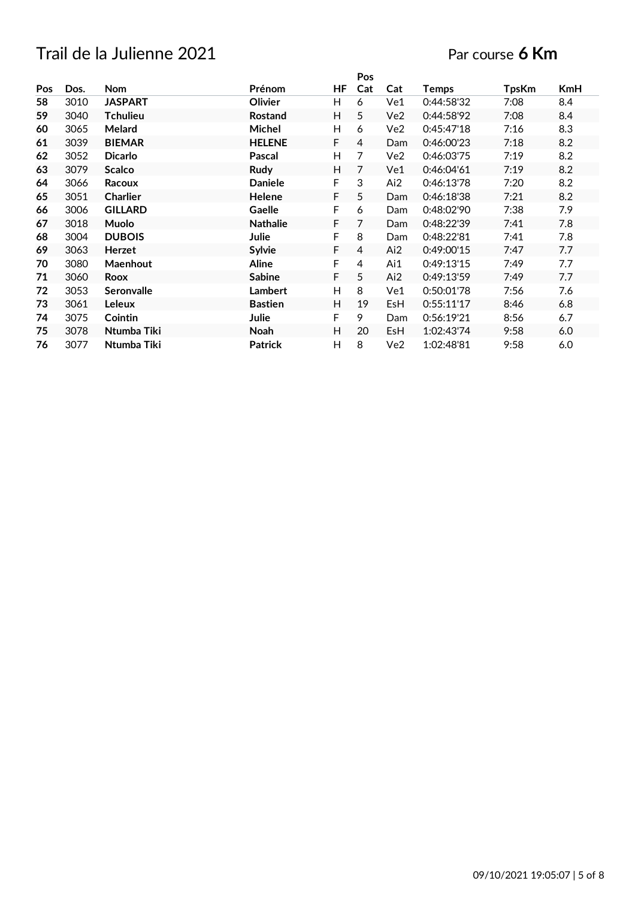# Trail de la Julienne 2021

Par course **6 Km**

| Pos | Dos. | Nom | Prénom | HF | Pos Cat | Cat | Temps | TpsKm | KmH |
|---|---|---|---|---|---|---|---|---|---|
| **58** | 3010 | **JASPART** | **Olivier** | H | 6 | Ve1 | 0:44:58'32 | 7:08 | 8.4 |
| **59** | 3040 | **Tchulieu** | **Rostand** | H | 5 | Ve2 | 0:44:58'92 | 7:08 | 8.4 |
| **60** | 3065 | **Melard** | **Michel** | H | 6 | Ve2 | 0:45:47'18 | 7:16 | 8.3 |
| **61** | 3039 | **BIEMAR** | **HELENE** | F | 4 | Dam | 0:46:00'23 | 7:18 | 8.2 |
| **62** | 3052 | **Dicarlo** | **Pascal** | H | 7 | Ve2 | 0:46:03'75 | 7:19 | 8.2 |
| **63** | 3079 | **Scalco** | **Rudy** | H | 7 | Ve1 | 0:46:04'61 | 7:19 | 8.2 |
| **64** | 3066 | **Racoux** | **Daniele** | F | 3 | Ai2 | 0:46:13'78 | 7:20 | 8.2 |
| **65** | 3051 | **Charlier** | **Helene** | F | 5 | Dam | 0:46:18'38 | 7:21 | 8.2 |
| **66** | 3006 | **GILLARD** | **Gaelle** | F | 6 | Dam | 0:48:02'90 | 7:38 | 7.9 |
| **67** | 3018 | **Muolo** | **Nathalie** | F | 7 | Dam | 0:48:22'39 | 7:41 | 7.8 |
| **68** | 3004 | **DUBOIS** | **Julie** | F | 8 | Dam | 0:48:22'81 | 7:41 | 7.8 |
| **69** | 3063 | **Herzet** | **Sylvie** | F | 4 | Ai2 | 0:49:00'15 | 7:47 | 7.7 |
| **70** | 3080 | **Maenhout** | **Aline** | F | 4 | Ai1 | 0:49:13'15 | 7:49 | 7.7 |
| **71** | 3060 | **Roox** | **Sabine** | F | 5 | Ai2 | 0:49:13'59 | 7:49 | 7.7 |
| **72** | 3053 | **Seronvalle** | **Lambert** | H | 8 | Ve1 | 0:50:01'78 | 7:56 | 7.6 |
| **73** | 3061 | **Leleux** | **Bastien** | H | 19 | EsH | 0:55:11'17 | 8:46 | 6.8 |
| **74** | 3075 | **Cointin** | **Julie** | F | 9 | Dam | 0:56:19'21 | 8:56 | 6.7 |
| **75** | 3078 | **Ntumba Tiki** | **Noah** | H | 20 | EsH | 1:02:43'74 | 9:58 | 6.0 |
| **76** | 3077 | **Ntumba Tiki** | **Patrick** | H | 8 | Ve2 | 1:02:48'81 | 9:58 | 6.0 |

09/10/2021 19:05:07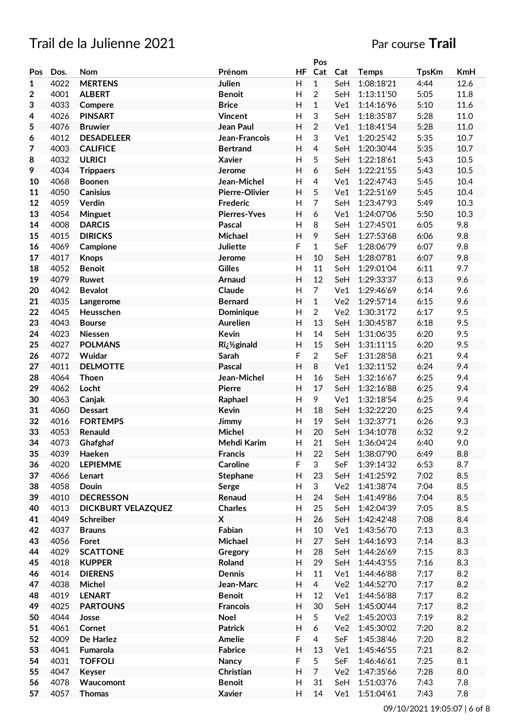# Trail de la Julienne 2021

Par course **Trail**

| Pos | Dos. | Nom | Prénom | HF | Pos Cat | Cat | Temps | TpsKm | KmH |
|---|---|---|---|---|---|---|---|---|---|
| 1 | 4022 | MERTENS | Julien | H | 1 | SeH | 1:08:18'21 | 4:44 | 12.6 |
| 2 | 4001 | ALBERT | Benoit | H | 2 | SeH | 1:13:11'50 | 5:05 | 11.8 |
| 3 | 4033 | Compere | Brice | H | 1 | Ve1 | 1:14:16'96 | 5:10 | 11.6 |
| 4 | 4026 | PINSART | Vincent | H | 3 | SeH | 1:18:35'87 | 5:28 | 11.0 |
| 5 | 4076 | Bruwier | Jean Paul | H | 2 | Ve1 | 1:18:41'54 | 5:28 | 11.0 |
| 6 | 4012 | DESADELEER | Jean-Francois | H | 3 | Ve1 | 1:20:25'42 | 5:35 | 10.7 |
| 7 | 4003 | CALIFICE | Bertrand | H | 4 | SeH | 1:20:30'44 | 5:35 | 10.7 |
| 8 | 4032 | ULRICI | Xavier | H | 5 | SeH | 1:22:18'61 | 5:43 | 10.5 |
| 9 | 4034 | Trippaers | Jerome | H | 6 | SeH | 1:22:21'55 | 5:43 | 10.5 |
| 10 | 4068 | Boonen | Jean-Michel | H | 4 | Ve1 | 1:22:47'43 | 5:45 | 10.4 |
| 11 | 4050 | Canisius | Pierre-Olivier | H | 5 | Ve1 | 1:22:51'69 | 5:45 | 10.4 |
| 12 | 4059 | Verdin | Frederic | H | 7 | SeH | 1:23:47'93 | 5:49 | 10.3 |
| 13 | 4054 | Minguet | Pierres-Yves | H | 6 | Ve1 | 1:24:07'06 | 5:50 | 10.3 |
| 14 | 4008 | DARCIS | Pascal | H | 8 | SeH | 1:27:45'01 | 6:05 | 9.8 |
| 15 | 4015 | DIRICKS | Michael | H | 9 | SeH | 1:27:53'68 | 6:06 | 9.8 |
| 16 | 4069 | Campione | Juliette | F | 1 | SeF | 1:28:06'79 | 6:07 | 9.8 |
| 17 | 4017 | Knops | Jerome | H | 10 | SeH | 1:28:07'81 | 6:07 | 9.8 |
| 18 | 4052 | Benoit | Gilles | H | 11 | SeH | 1:29:01'04 | 6:11 | 9.7 |
| 19 | 4079 | Ruwet | Arnaud | H | 12 | SeH | 1:29:33'37 | 6:13 | 9.6 |
| 20 | 4042 | Bevalot | Claude | H | 7 | Ve1 | 1:29:46'69 | 6:14 | 9.6 |
| 21 | 4035 | Langerome | Bernard | H | 1 | Ve2 | 1:29:57'14 | 6:15 | 9.6 |
| 22 | 4045 | Heusschen | Dominique | H | 2 | Ve2 | 1:30:31'72 | 6:17 | 9.5 |
| 23 | 4043 | Bourse | Aurelien | H | 13 | SeH | 1:30:45'87 | 6:18 | 9.5 |
| 24 | 4023 | Niessen | Kevin | H | 14 | SeH | 1:31:06'35 | 6:20 | 9.5 |
| 25 | 4027 | POLMANS | Rï¿½ginald | H | 15 | SeH | 1:31:11'15 | 6:20 | 9.5 |
| 26 | 4072 | Wuidar | Sarah | F | 2 | SeF | 1:31:28'58 | 6:21 | 9.4 |
| 27 | 4011 | DELMOTTE | Pascal | H | 8 | Ve1 | 1:32:11'52 | 6:24 | 9.4 |
| 28 | 4064 | Thoen | Jean-Michel | H | 16 | SeH | 1:32:16'67 | 6:25 | 9.4 |
| 29 | 4062 | Locht | Pierre | H | 17 | SeH | 1:32:16'88 | 6:25 | 9.4 |
| 30 | 4063 | Canjak | Raphael | H | 9 | Ve1 | 1:32:18'54 | 6:25 | 9.4 |
| 31 | 4060 | Dessart | Kevin | H | 18 | SeH | 1:32:22'20 | 6:25 | 9.4 |
| 32 | 4016 | FORTEMPS | Jimmy | H | 19 | SeH | 1:32:37'71 | 6:26 | 9.3 |
| 33 | 4053 | Renauld | Michel | H | 20 | SeH | 1:34:10'78 | 6:32 | 9.2 |
| 34 | 4073 | Ghafghaf | Mehdi Karim | H | 21 | SeH | 1:36:04'24 | 6:40 | 9.0 |
| 35 | 4039 | Haeken | Francis | H | 22 | SeH | 1:38:07'90 | 6:49 | 8.8 |
| 36 | 4020 | LEPIEMME | Caroline | F | 3 | SeF | 1:39:14'32 | 6:53 | 8.7 |
| 37 | 4066 | Lenart | Stephane | H | 23 | SeH | 1:41:25'92 | 7:02 | 8.5 |
| 38 | 4058 | Douin | Serge | H | 3 | Ve2 | 1:41:38'74 | 7:04 | 8.5 |
| 39 | 4010 | DECRESSON | Renaud | H | 24 | SeH | 1:41:49'86 | 7:04 | 8.5 |
| 40 | 4013 | DICKBURT VELAZQUEZ | Charles | H | 25 | SeH | 1:42:04'39 | 7:05 | 8.5 |
| 41 | 4049 | Schreiber | X | H | 26 | SeH | 1:42:42'48 | 7:08 | 8.4 |
| 42 | 4037 | Brauns | Fabian | H | 10 | Ve1 | 1:43:56'70 | 7:13 | 8.3 |
| 43 | 4056 | Foret | Michael | H | 27 | SeH | 1:44:16'93 | 7:14 | 8.3 |
| 44 | 4029 | SCATTONE | Gregory | H | 28 | SeH | 1:44:26'69 | 7:15 | 8.3 |
| 45 | 4018 | KUPPER | Roland | H | 29 | SeH | 1:44:43'55 | 7:16 | 8.3 |
| 46 | 4014 | DIERENS | Dennis | H | 11 | Ve1 | 1:44:46'88 | 7:17 | 8.2 |
| 47 | 4038 | Michel | Jean-Marc | H | 4 | Ve2 | 1:44:52'70 | 7:17 | 8.2 |
| 48 | 4019 | LENART | Benoit | H | 12 | Ve1 | 1:44:56'88 | 7:17 | 8.2 |
| 49 | 4025 | PARTOUNS | Francois | H | 30 | SeH | 1:45:00'44 | 7:17 | 8.2 |
| 50 | 4044 | Josse | Noel | H | 5 | Ve2 | 1:45:20'03 | 7:19 | 8.2 |
| 51 | 4061 | Cornet | Patrick | H | 6 | Ve2 | 1:45:30'02 | 7:20 | 8.2 |
| 52 | 4009 | De Harlez | Amelie | F | 4 | SeF | 1:45:38'46 | 7:20 | 8.2 |
| 53 | 4041 | Fumarola | Fabrice | H | 13 | Ve1 | 1:45:46'55 | 7:21 | 8.2 |
| 54 | 4031 | TOFFOLI | Nancy | F | 5 | SeF | 1:46:46'61 | 7:25 | 8.1 |
| 55 | 4047 | Keyser | Christian | H | 7 | Ve2 | 1:47:35'66 | 7:28 | 8.0 |
| 56 | 4078 | Waucomont | Benoit | H | 31 | SeH | 1:51:03'76 | 7:43 | 7.8 |
| 57 | 4057 | Thomas | Xavier | H | 14 | Ve1 | 1:51:04'61 | 7:43 | 7.8 |

09/10/2021 19:05:07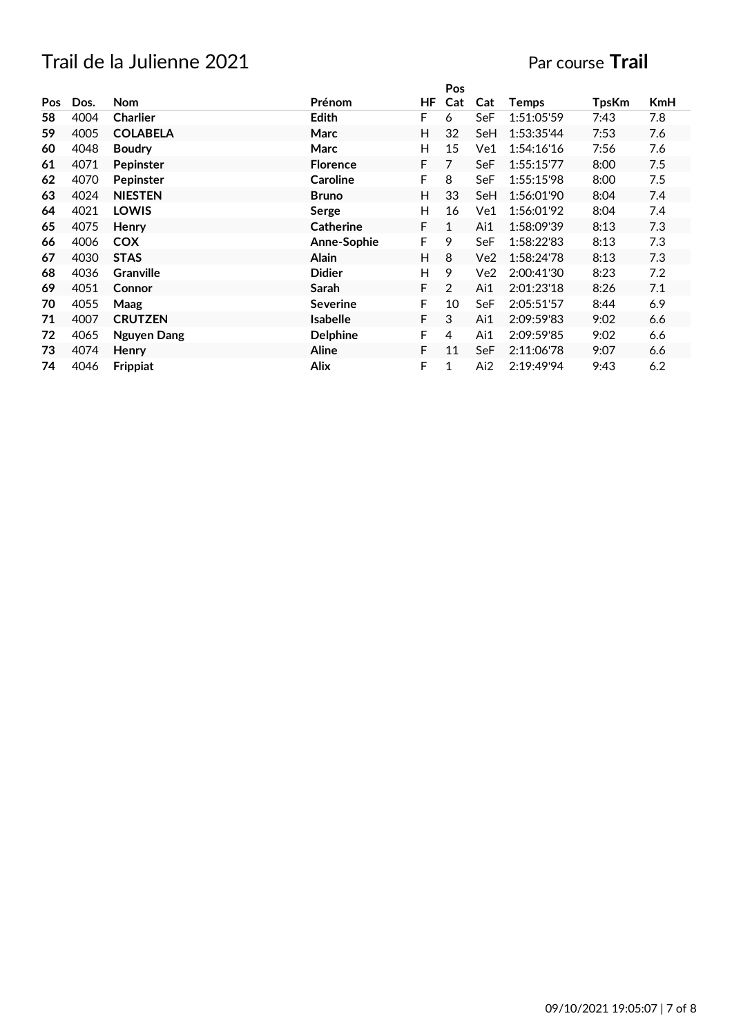Trail de la Julienne 2021 — Par course **Trail**

| Pos | Dos. | Nom | Prénom | HF | Pos Cat | Cat | Temps | TpsKm | KmH |
|---|---|---|---|---|---|---|---|---|---|
| **58** | 4004 | **Charlier** | **Edith** | F | 6 | SeF | 1:51:05'59 | 7:43 | 7.8 |
| **59** | 4005 | **COLABELA** | **Marc** | H | 32 | SeH | 1:53:35'44 | 7:53 | 7.6 |
| **60** | 4048 | **Boudry** | **Marc** | H | 15 | Ve1 | 1:54:16'16 | 7:56 | 7.6 |
| **61** | 4071 | **Pepinster** | **Florence** | F | 7 | SeF | 1:55:15'77 | 8:00 | 7.5 |
| **62** | 4070 | **Pepinster** | **Caroline** | F | 8 | SeF | 1:55:15'98 | 8:00 | 7.5 |
| **63** | 4024 | **NIESTEN** | **Bruno** | H | 33 | SeH | 1:56:01'90 | 8:04 | 7.4 |
| **64** | 4021 | **LOWIS** | **Serge** | H | 16 | Ve1 | 1:56:01'92 | 8:04 | 7.4 |
| **65** | 4075 | **Henry** | **Catherine** | F | 1 | Ai1 | 1:58:09'39 | 8:13 | 7.3 |
| **66** | 4006 | **COX** | **Anne-Sophie** | F | 9 | SeF | 1:58:22'83 | 8:13 | 7.3 |
| **67** | 4030 | **STAS** | **Alain** | H | 8 | Ve2 | 1:58:24'78 | 8:13 | 7.3 |
| **68** | 4036 | **Granville** | **Didier** | H | 9 | Ve2 | 2:00:41'30 | 8:23 | 7.2 |
| **69** | 4051 | **Connor** | **Sarah** | F | 2 | Ai1 | 2:01:23'18 | 8:26 | 7.1 |
| **70** | 4055 | **Maag** | **Severine** | F | 10 | SeF | 2:05:51'57 | 8:44 | 6.9 |
| **71** | 4007 | **CRUTZEN** | **Isabelle** | F | 3 | Ai1 | 2:09:59'83 | 9:02 | 6.6 |
| **72** | 4065 | **Nguyen Dang** | **Delphine** | F | 4 | Ai1 | 2:09:59'85 | 9:02 | 6.6 |
| **73** | 4074 | **Henry** | **Aline** | F | 11 | SeF | 2:11:06'78 | 9:07 | 6.6 |
| **74** | 4046 | **Frippiat** | **Alix** | F | 1 | Ai2 | 2:19:49'94 | 9:43 | 6.2 |

09/10/2021 19:05:07